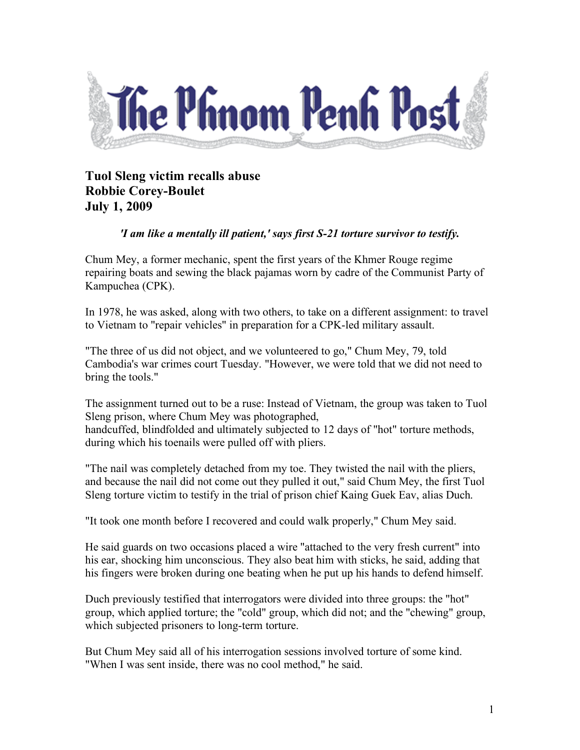# The Phnom Penh Post

## Tuol Sleng victim recalls abuse
## Robbie Corey-Boulet
## July 1, 2009

***'I am like a mentally ill patient,' says first S-21 torture survivor to testify.***

Chum Mey, a former mechanic, spent the first years of the Khmer Rouge regime repairing boats and sewing the black pajamas worn by cadre of the Communist Party of Kampuchea (CPK).

In 1978, he was asked, along with two others, to take on a different assignment: to travel to Vietnam to "repair vehicles" in preparation for a CPK-led military assault.

"The three of us did not object, and we volunteered to go," Chum Mey, 79, told Cambodia's war crimes court Tuesday. "However, we were told that we did not need to bring the tools."

The assignment turned out to be a ruse: Instead of Vietnam, the group was taken to Tuol Sleng prison, where Chum Mey was photographed, handcuffed, blindfolded and ultimately subjected to 12 days of "hot" torture methods, during which his toenails were pulled off with pliers.

"The nail was completely detached from my toe. They twisted the nail with the pliers, and because the nail did not come out they pulled it out," said Chum Mey, the first Tuol Sleng torture victim to testify in the trial of prison chief Kaing Guek Eav, alias Duch.

"It took one month before I recovered and could walk properly," Chum Mey said.

He said guards on two occasions placed a wire "attached to the very fresh current" into his ear, shocking him unconscious. They also beat him with sticks, he said, adding that his fingers were broken during one beating when he put up his hands to defend himself.

Duch previously testified that interrogators were divided into three groups: the "hot" group, which applied torture; the "cold" group, which did not; and the "chewing" group, which subjected prisoners to long-term torture.

But Chum Mey said all of his interrogation sessions involved torture of some kind. "When I was sent inside, there was no cool method," he said.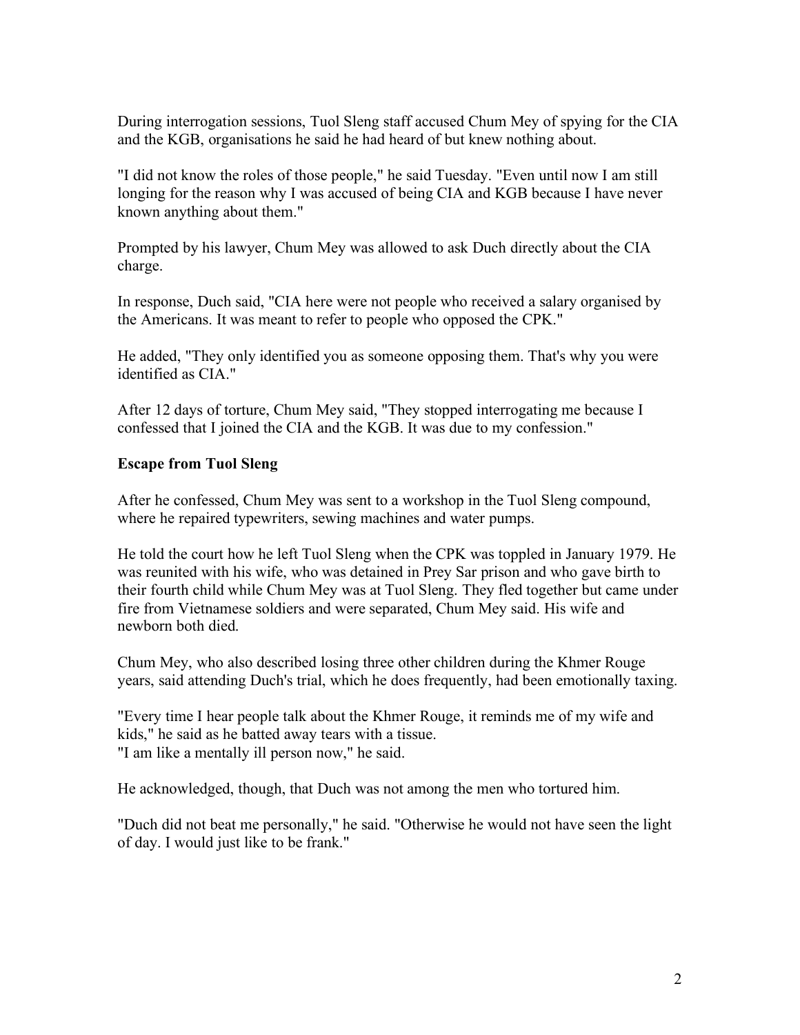During interrogation sessions, Tuol Sleng staff accused Chum Mey of spying for the CIA and the KGB, organisations he said he had heard of but knew nothing about.

"I did not know the roles of those people," he said Tuesday. "Even until now I am still longing for the reason why I was accused of being CIA and KGB because I have never known anything about them."

Prompted by his lawyer, Chum Mey was allowed to ask Duch directly about the CIA charge.

In response, Duch said, "CIA here were not people who received a salary organised by the Americans. It was meant to refer to people who opposed the CPK."

He added, "They only identified you as someone opposing them. That's why you were identified as CIA."

After 12 days of torture, Chum Mey said, "They stopped interrogating me because I confessed that I joined the CIA and the KGB. It was due to my confession."

**Escape from Tuol Sleng**

After he confessed, Chum Mey was sent to a workshop in the Tuol Sleng compound, where he repaired typewriters, sewing machines and water pumps.

He told the court how he left Tuol Sleng when the CPK was toppled in January 1979. He was reunited with his wife, who was detained in Prey Sar prison and who gave birth to their fourth child while Chum Mey was at Tuol Sleng. They fled together but came under fire from Vietnamese soldiers and were separated, Chum Mey said. His wife and newborn both died.

Chum Mey, who also described losing three other children during the Khmer Rouge years, said attending Duch's trial, which he does frequently, had been emotionally taxing.

"Every time I hear people talk about the Khmer Rouge, it reminds me of my wife and kids," he said as he batted away tears with a tissue.
"I am like a mentally ill person now," he said.

He acknowledged, though, that Duch was not among the men who tortured him.

"Duch did not beat me personally," he said. "Otherwise he would not have seen the light of day. I would just like to be frank."